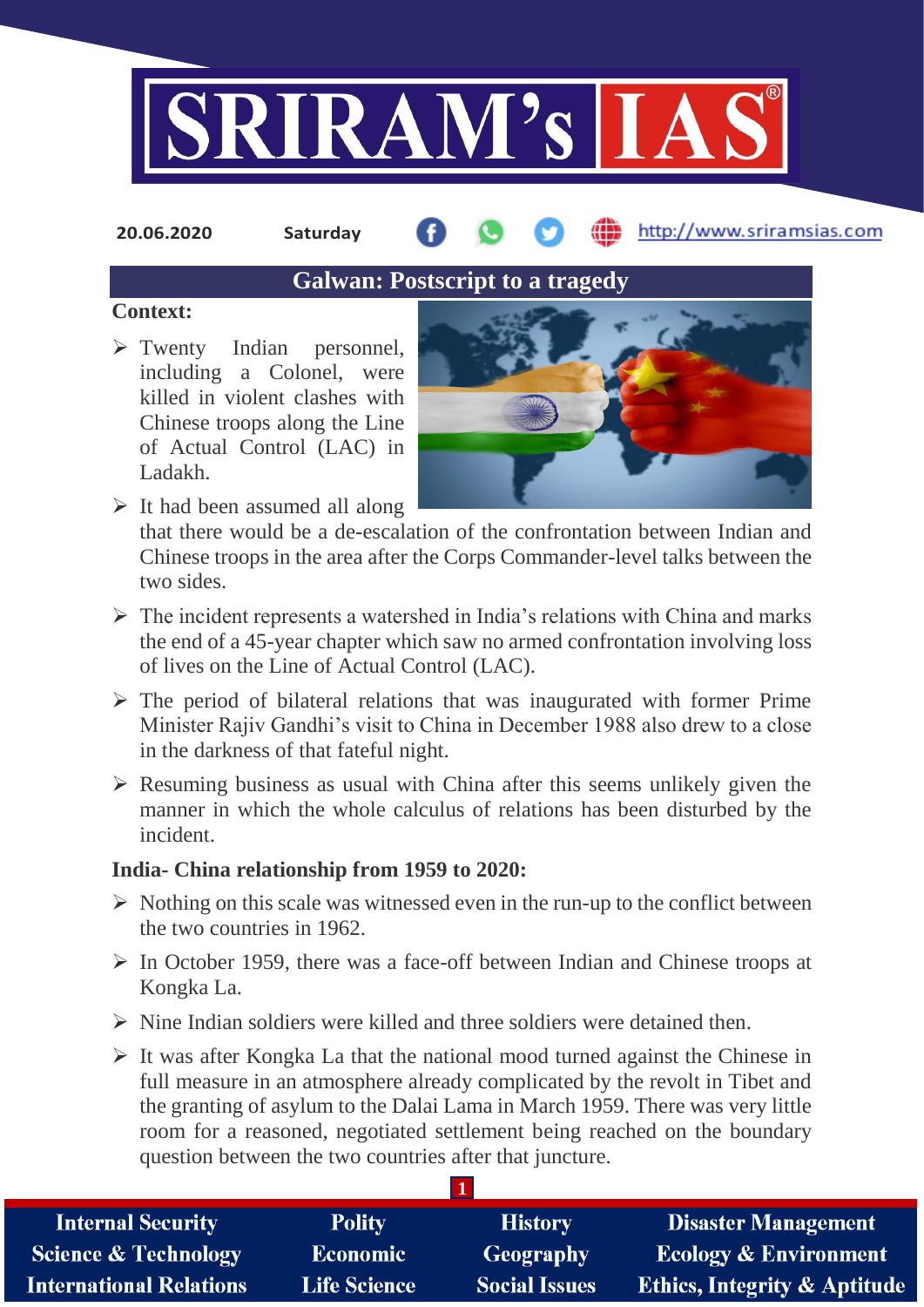20.06.2020 Saturday http://www.sriramsias.com

## Galwan: Postscript to a tragedy

**Context:**

- Twenty Indian personnel, including a Colonel, were killed in violent clashes with Chinese troops along the Line of Actual Control (LAC) in Ladakh.
- It had been assumed all along that there would be a de-escalation of the confrontation between Indian and Chinese troops in the area after the Corps Commander-level talks between the two sides.
- The incident represents a watershed in India's relations with China and marks the end of a 45-year chapter which saw no armed confrontation involving loss of lives on the Line of Actual Control (LAC).
- The period of bilateral relations that was inaugurated with former Prime Minister Rajiv Gandhi's visit to China in December 1988 also drew to a close in the darkness of that fateful night.
- Resuming business as usual with China after this seems unlikely given the manner in which the whole calculus of relations has been disturbed by the incident.

**India- China relationship from 1959 to 2020:**

- Nothing on this scale was witnessed even in the run-up to the conflict between the two countries in 1962.
- In October 1959, there was a face-off between Indian and Chinese troops at Kongka La.
- Nine Indian soldiers were killed and three soldiers were detained then.
- It was after Kongka La that the national mood turned against the Chinese in full measure in an atmosphere already complicated by the revolt in Tibet and the granting of asylum to the Dalai Lama in March 1959. There was very little room for a reasoned, negotiated settlement being reached on the boundary question between the two countries after that juncture.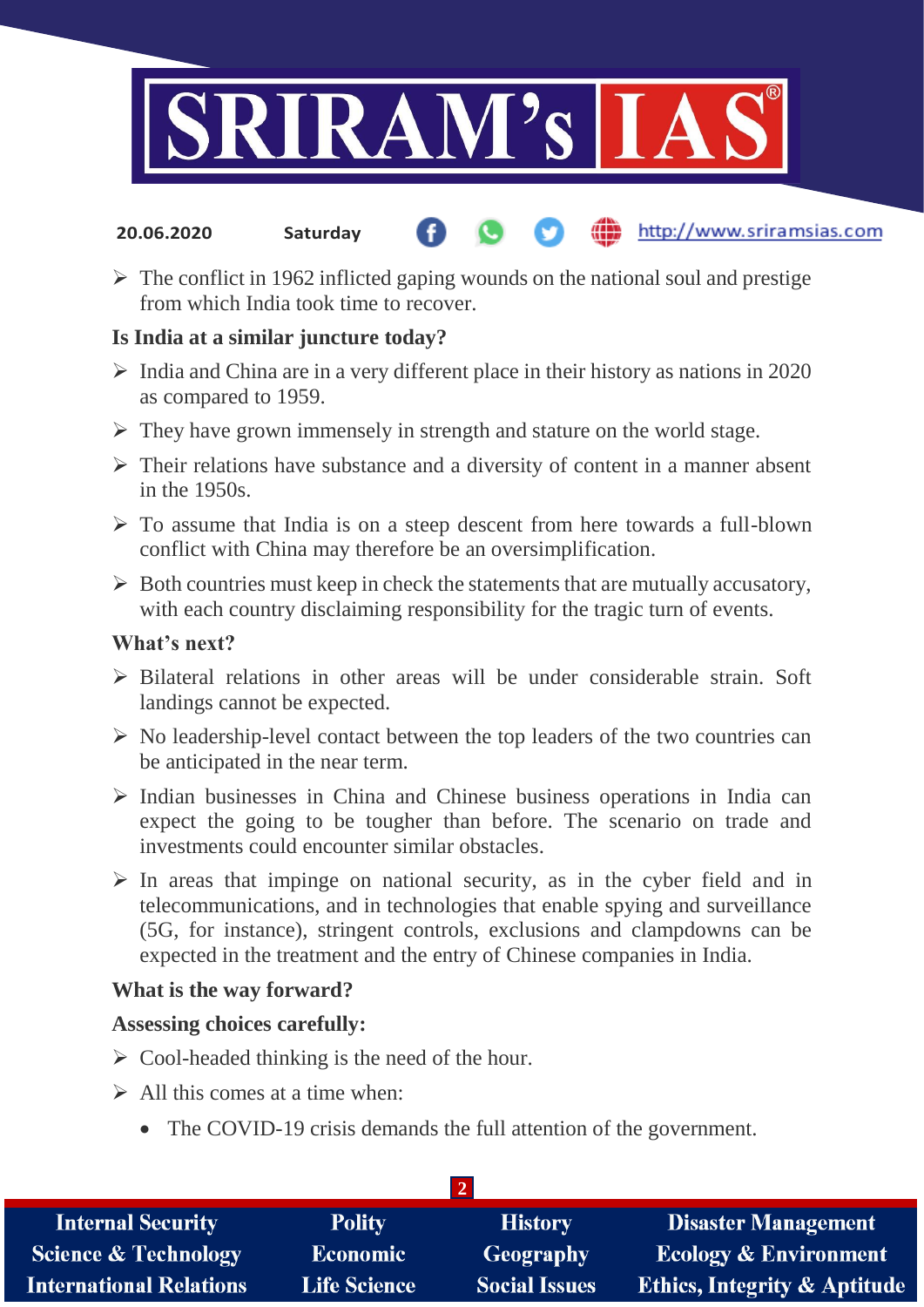- The conflict in 1962 inflicted gaping wounds on the national soul and prestige from which India took time to recover.

**Is India at a similar juncture today?**

- India and China are in a very different place in their history as nations in 2020 as compared to 1959.
- They have grown immensely in strength and stature on the world stage.
- Their relations have substance and a diversity of content in a manner absent in the 1950s.
- To assume that India is on a steep descent from here towards a full-blown conflict with China may therefore be an oversimplification.
- Both countries must keep in check the statements that are mutually accusatory, with each country disclaiming responsibility for the tragic turn of events.

**What's next?**

- Bilateral relations in other areas will be under considerable strain. Soft landings cannot be expected.
- No leadership-level contact between the top leaders of the two countries can be anticipated in the near term.
- Indian businesses in China and Chinese business operations in India can expect the going to be tougher than before. The scenario on trade and investments could encounter similar obstacles.
- In areas that impinge on national security, as in the cyber field and in telecommunications, and in technologies that enable spying and surveillance (5G, for instance), stringent controls, exclusions and clampdowns can be expected in the treatment and the entry of Chinese companies in India.

**What is the way forward?**

**Assessing choices carefully:**

- Cool-headed thinking is the need of the hour.
- All this comes at a time when:
  - The COVID-19 crisis demands the full attention of the government.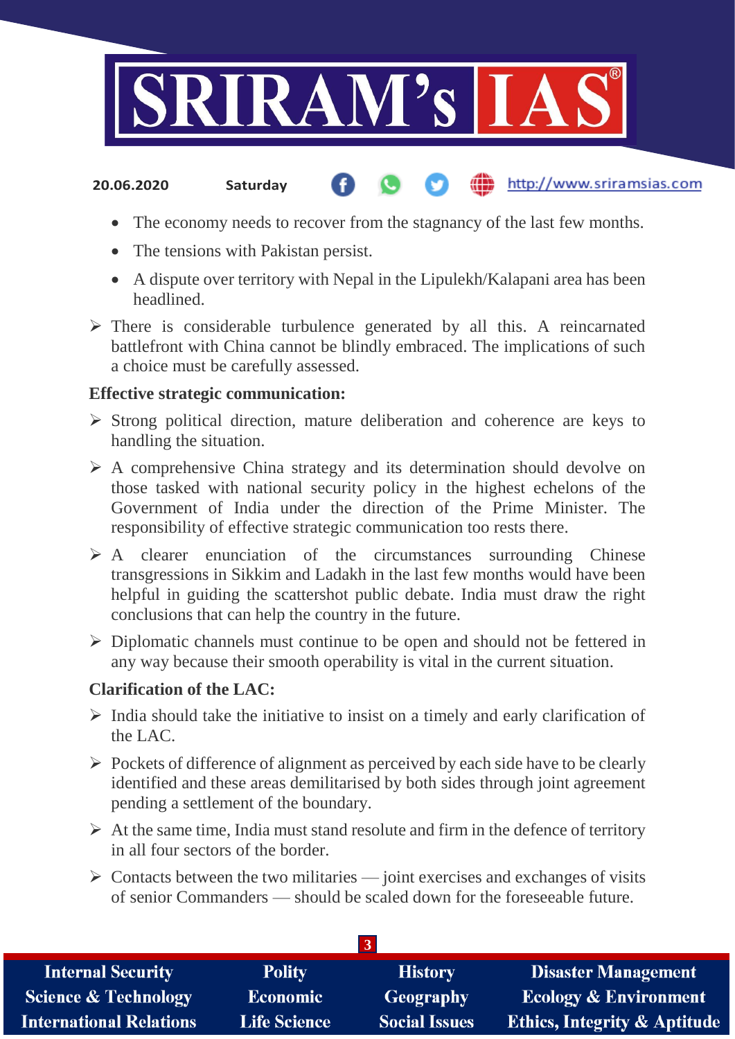- The economy needs to recover from the stagnancy of the last few months.
- The tensions with Pakistan persist.
- A dispute over territory with Nepal in the Lipulekh/Kalapani area has been headlined.

➢ There is considerable turbulence generated by all this. A reincarnated battlefront with China cannot be blindly embraced. The implications of such a choice must be carefully assessed.

**Effective strategic communication:**

➢ Strong political direction, mature deliberation and coherence are keys to handling the situation.

➢ A comprehensive China strategy and its determination should devolve on those tasked with national security policy in the highest echelons of the Government of India under the direction of the Prime Minister. The responsibility of effective strategic communication too rests there.

➢ A clearer enunciation of the circumstances surrounding Chinese transgressions in Sikkim and Ladakh in the last few months would have been helpful in guiding the scattershot public debate. India must draw the right conclusions that can help the country in the future.

➢ Diplomatic channels must continue to be open and should not be fettered in any way because their smooth operability is vital in the current situation.

**Clarification of the LAC:**

➢ India should take the initiative to insist on a timely and early clarification of the LAC.

➢ Pockets of difference of alignment as perceived by each side have to be clearly identified and these areas demilitarised by both sides through joint agreement pending a settlement of the boundary.

➢ At the same time, India must stand resolute and firm in the defence of territory in all four sectors of the border.

➢ Contacts between the two militaries — joint exercises and exchanges of visits of senior Commanders — should be scaled down for the foreseeable future.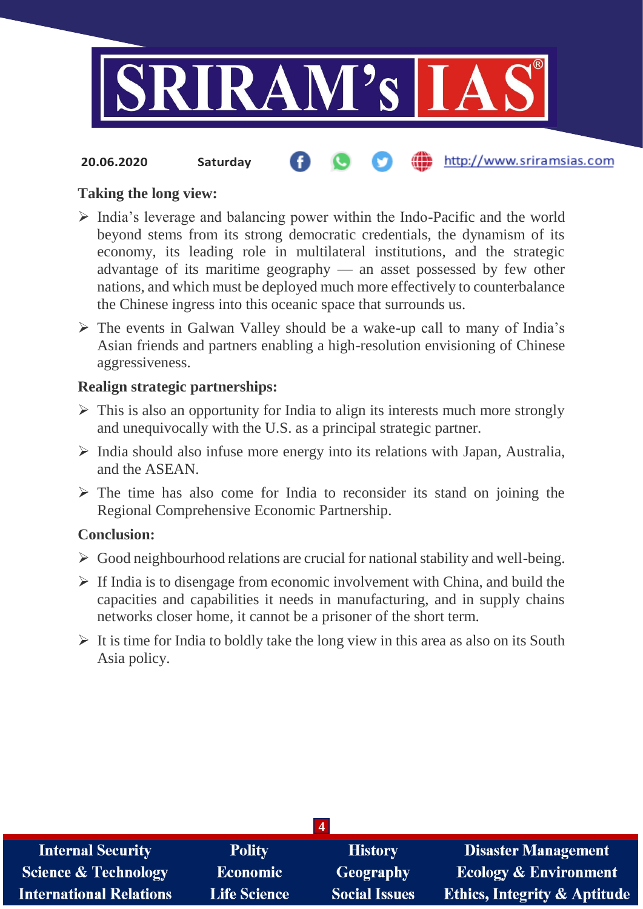**Taking the long view:**

- India's leverage and balancing power within the Indo-Pacific and the world beyond stems from its strong democratic credentials, the dynamism of its economy, its leading role in multilateral institutions, and the strategic advantage of its maritime geography — an asset possessed by few other nations, and which must be deployed much more effectively to counterbalance the Chinese ingress into this oceanic space that surrounds us.
- The events in Galwan Valley should be a wake-up call to many of India's Asian friends and partners enabling a high-resolution envisioning of Chinese aggressiveness.

**Realign strategic partnerships:**

- This is also an opportunity for India to align its interests much more strongly and unequivocally with the U.S. as a principal strategic partner.
- India should also infuse more energy into its relations with Japan, Australia, and the ASEAN.
- The time has also come for India to reconsider its stand on joining the Regional Comprehensive Economic Partnership.

**Conclusion:**

- Good neighbourhood relations are crucial for national stability and well-being.
- If India is to disengage from economic involvement with China, and build the capacities and capabilities it needs in manufacturing, and in supply chains networks closer home, it cannot be a prisoner of the short term.
- It is time for India to boldly take the long view in this area as also on its South Asia policy.